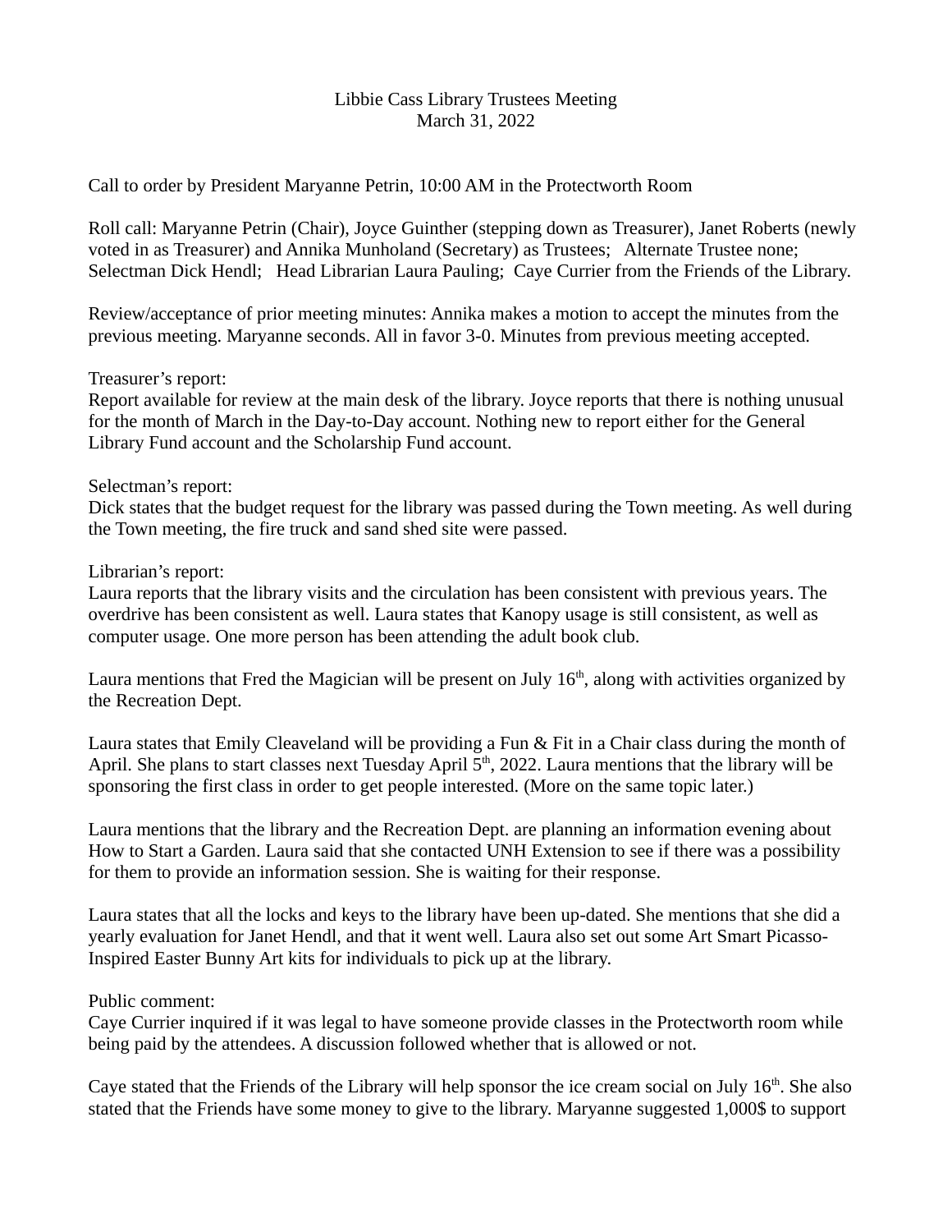Libbie Cass Library Trustees Meeting
March 31, 2022

Call to order by President Maryanne Petrin, 10:00 AM in the Protectworth Room

Roll call: Maryanne Petrin (Chair), Joyce Guinther (stepping down as Treasurer), Janet Roberts (newly voted in as Treasurer) and Annika Munholand (Secretary) as Trustees; Alternate Trustee none; Selectman Dick Hendl; Head Librarian Laura Pauling; Caye Currier from the Friends of the Library.

Review/acceptance of prior meeting minutes: Annika makes a motion to accept the minutes from the previous meeting. Maryanne seconds. All in favor 3-0. Minutes from previous meeting accepted.

Treasurer's report:
Report available for review at the main desk of the library. Joyce reports that there is nothing unusual for the month of March in the Day-to-Day account. Nothing new to report either for the General Library Fund account and the Scholarship Fund account.

Selectman's report:
Dick states that the budget request for the library was passed during the Town meeting. As well during the Town meeting, the fire truck and sand shed site were passed.

Librarian's report:
Laura reports that the library visits and the circulation has been consistent with previous years. The overdrive has been consistent as well. Laura states that Kanopy usage is still consistent, as well as computer usage. One more person has been attending the adult book club.

Laura mentions that Fred the Magician will be present on July 16th, along with activities organized by the Recreation Dept.

Laura states that Emily Cleaveland will be providing a Fun & Fit in a Chair class during the month of April. She plans to start classes next Tuesday April 5th, 2022. Laura mentions that the library will be sponsoring the first class in order to get people interested. (More on the same topic later.)

Laura mentions that the library and the Recreation Dept. are planning an information evening about How to Start a Garden. Laura said that she contacted UNH Extension to see if there was a possibility for them to provide an information session. She is waiting for their response.

Laura states that all the locks and keys to the library have been up-dated. She mentions that she did a yearly evaluation for Janet Hendl, and that it went well. Laura also set out some Art Smart Picasso-Inspired Easter Bunny Art kits for individuals to pick up at the library.

Public comment:
Caye Currier inquired if it was legal to have someone provide classes in the Protectworth room while being paid by the attendees. A discussion followed whether that is allowed or not.

Caye stated that the Friends of the Library will help sponsor the ice cream social on July 16th. She also stated that the Friends have some money to give to the library. Maryanne suggested 1,000$ to support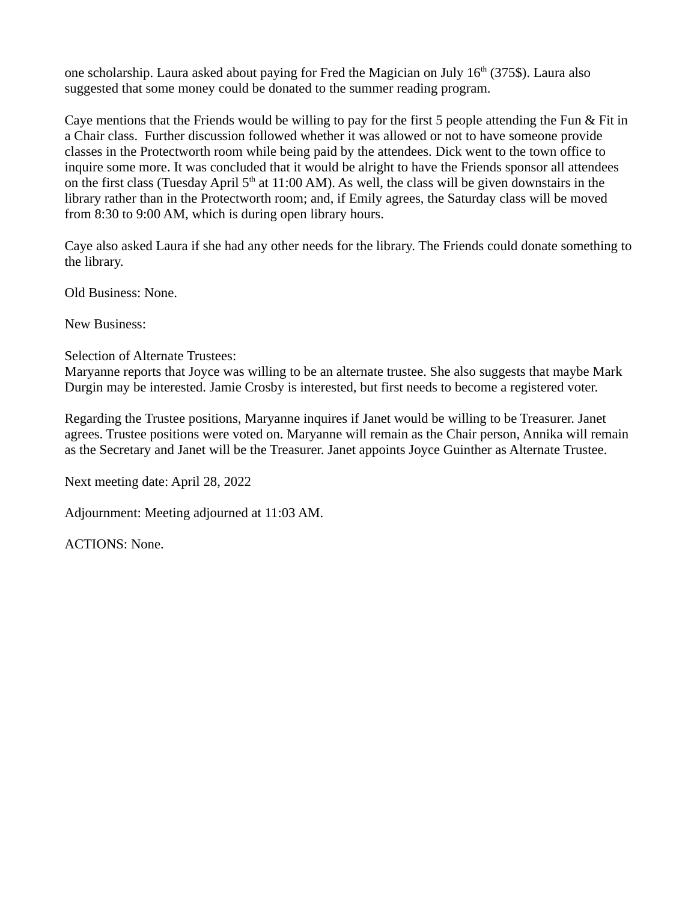one scholarship. Laura asked about paying for Fred the Magician on July 16th (375$). Laura also suggested that some money could be donated to the summer reading program.

Caye mentions that the Friends would be willing to pay for the first 5 people attending the Fun & Fit in a Chair class.  Further discussion followed whether it was allowed or not to have someone provide classes in the Protectworth room while being paid by the attendees. Dick went to the town office to inquire some more. It was concluded that it would be alright to have the Friends sponsor all attendees on the first class (Tuesday April 5th at 11:00 AM). As well, the class will be given downstairs in the library rather than in the Protectworth room; and, if Emily agrees, the Saturday class will be moved from 8:30 to 9:00 AM, which is during open library hours.

Caye also asked Laura if she had any other needs for the library. The Friends could donate something to the library.

Old Business: None.

New Business:

Selection of Alternate Trustees:
Maryanne reports that Joyce was willing to be an alternate trustee. She also suggests that maybe Mark Durgin may be interested. Jamie Crosby is interested, but first needs to become a registered voter.

Regarding the Trustee positions, Maryanne inquires if Janet would be willing to be Treasurer. Janet agrees. Trustee positions were voted on. Maryanne will remain as the Chair person, Annika will remain as the Secretary and Janet will be the Treasurer. Janet appoints Joyce Guinther as Alternate Trustee.

Next meeting date: April 28, 2022

Adjournment: Meeting adjourned at 11:03 AM.

ACTIONS: None.